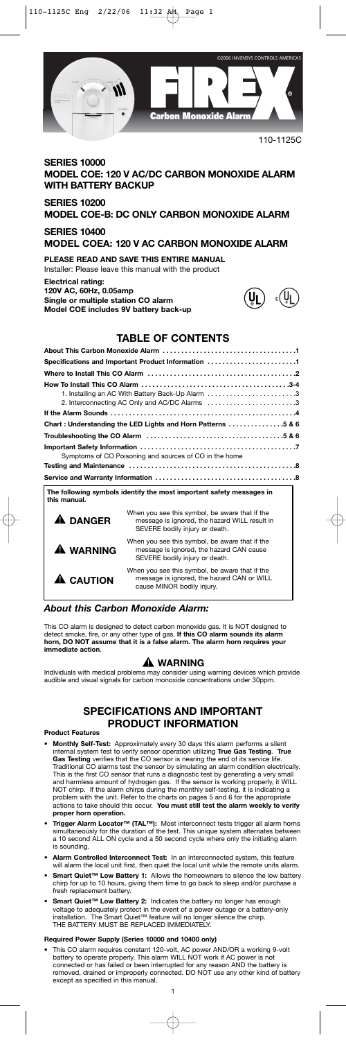©2006 INVENSYS CONTROLS AMERICAS

FIREX

Carbon Monoxide Alarm

110-1125C

## SERIES 10000
## MODEL COE: 120 V AC/DC CARBON MONOXIDE ALARM WITH BATTERY BACKUP

## SERIES 10200
## MODEL COE-B: DC ONLY CARBON MONOXIDE ALARM

## SERIES 10400
## MODEL COEA: 120 V AC CARBON MONOXIDE ALARM

**PLEASE READ AND SAVE THIS ENTIRE MANUAL**

Installer: Please leave this manual with the product

**Electrical rating:**
**120V AC, 60Hz, 0.05amp**
**Single or multiple station CO alarm**
**Model COE includes 9V battery back-up**

## TABLE OF CONTENTS

| | |
|---|---|
| **About This Carbon Monoxide Alarm** | **1** |
| **Specifications and Important Product Information** | **1** |
| **Where to Install This CO Alarm** | **2** |
| **How To Install This CO Alarm** | **3-4** |
| 1. Installing an AC With Battery Back-Up Alarm | 3 |
| 2. Interconnecting AC Only and AC/DC Alarms | 3 |
| **If the Alarm Sounds** | **4** |
| **Chart : Understanding the LED Lights and Horn Patterns** | **5 & 6** |
| **Troubleshooting the CO Alarm** | **5 & 6** |
| **Important Safety Information** | **7** |
| Symptoms of CO Poisoning and sources of CO in the home | |
| **Testing and Maintenance** | **8** |
| **Service and Warranty Information** | **8** |

**The following symbols identify the most important safety messages in this manual.**

| | |
|---|---|
| **⚠ DANGER** | When you see this symbol, be aware that if the message is ignored, the hazard WILL result in SEVERE bodily injury or death. |
| **⚠ WARNING** | When you see this symbol, be aware that if the message is ignored, the hazard CAN cause SEVERE bodily injury or death. |
| **⚠ CAUTION** | When you see this symbol, be aware that if the message is ignored, the hazard CAN or WILL cause MINOR bodily injury. |

### *About this Carbon Monoxide Alarm:*

This CO alarm is designed to detect carbon monoxide gas. It is NOT designed to detect smoke, fire, or any other type of gas. **If this CO alarm sounds its alarm horn, DO NOT assume that it is a false alarm. The alarm horn requires your immediate action**.

**⚠ WARNING**

Individuals with medical problems may consider using warning devices which provide audible and visual signals for carbon monoxide concentrations under 30ppm.

## SPECIFICATIONS AND IMPORTANT PRODUCT INFORMATION

**Product Features**

- **Monthly Self-Test:** Approximately every 30 days this alarm performs a silent internal system test to verify sensor operation utilizing **True Gas Testing**. **True Gas Testing** verifies that the CO sensor is nearing the end of its service life. Traditional CO alarms test the sensor by simulating an alarm condition electrically. This is the first CO sensor that runs a diagnostic test by generating a very small and harmless amount of hydrogen gas. If the sensor is working properly, it WILL NOT chirp. If the alarm chirps during the monthly self-testing, it is indicating a problem with the unit. Refer to the charts on pages 5 and 6 for the appropriate actions to take should this occur. **You must still test the alarm weekly to verify proper horn operation.**
- **Trigger Alarm Locator™ (TAL™):** Most interconnect tests trigger all alarm horns simultaneously for the duration of the test. This unique system alternates between a 10 second ALL ON cycle and a 50 second cycle where only the initiating alarm is sounding.
- **Alarm Controlled Interconnect Test:** In an interconnected system, this feature will alarm the local unit first, then quiet the local unit while the remote units alarm.
- **Smart Quiet™ Low Battery 1:** Allows the homeowners to silence the low battery chirp for up to 10 hours, giving them time to go back to sleep and/or purchase a fresh replacement battery.
- **Smart Quiet™ Low Battery 2:** Indicates the battery no longer has enough voltage to adequately protect in the event of a power outage or a battery-only installation. The Smart Quiet™ feature will no longer silence the chirp. THE BATTERY MUST BE REPLACED IMMEDIATELY.

**Required Power Supply (Series 10000 and 10400 only)**

- This CO alarm requires constant 120-volt, AC power AND/OR a working 9-volt battery to operate properly. This alarm WILL NOT work if AC power is not connected or has failed or been interrupted for any reason AND the battery is removed, drained or improperly connected. DO NOT use any other kind of battery except as specified in this manual.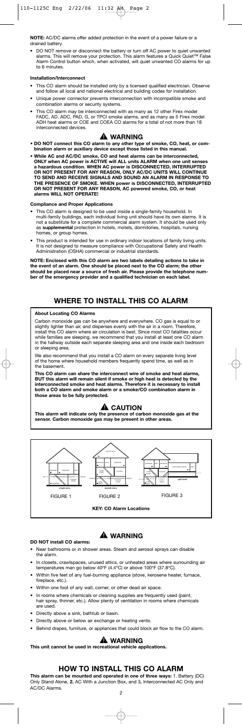**NOTE:** AC/DC alarms offer added protection in the event of a power failure or a drained battery.

- DO NOT remove or disconnect the battery or turn off AC power to quiet unwanted alarms. This will remove your protection. This alarm features a Quick Quiet™ False Alarm Control button which, when activated, will quiet unwanted CO alarms for up to 6 minutes.

**Installation/Interconnect**

- This CO alarm should be installed only by a licensed qualified electrician. Observe and follow all local and national electrical and building codes for installation.
- Unique power connector prevents interconnection with incompatible smoke and combination alarms or security systems.
- This CO alarm may be interconnected with as many as 12 other Firex model FADC, AD, ADC, PAD, G, or TPCI smoke alarms, and as many as 5 Firex model ADH heat alarms or COE and COEA CO alarms for a total of not more than 18 interconnected devices.

## ⚠ WARNING

- **DO NOT connect this CO alarm to any other type of smoke, CO, heat, or combination alarm or auxiliary device except those listed in this manual.**
- **While AC and AC/DC smoke, CO and heat alarms can be interconnected, ONLY when AC power is ACTIVE will ALL units ALARM when one unit senses a hazardous condition. WHEN AC power is DISCONNECTED, INTERRUPTED OR NOT PRESENT FOR ANY REASON, ONLY AC/DC UNITS WILL CONTINUE TO SEND AND RECEIVE SIGNALS AND SOUND AN ALARM IN RESPONSE TO THE PRESENCE OF SMOKE. WHEN power is DISCONNECTED, INTERRUPTED OR NOT PRESENT FOR ANY REASON, AC powered smoke, CO, or heat alarms WILL NOT OPERATE!**

**Compliance and Proper Applications**

- This CO alarm is designed to be used inside a single-family household. In multi-family buildings, each individual living unit should have its own alarms. It is not a substitute for a complete commercial alarm system. It should be used only as **supplemental** protection in hotels, motels, dormitories, hospitals, nursing homes, or group homes.
- This product is intended for use in ordinary indoor locations of family living units. It is not designed to measure compliance with Occupational Safety and Health Administration (OSHA) commercial or industrial standards.

**NOTE: Enclosed with this CO alarm are two labels detailing actions to take in the event of an alarm. One should be placed next to the CO alarm; the other should be placed near a source of fresh air. Please provide the telephone number of the emergency provider and a qualified technician on each label.**

## WHERE TO INSTALL THIS CO ALARM

**About Locating CO Alarms**

Carbon monoxide gas can be anywhere and everywhere. CO gas is equal to or slightly lighter than air, and disperses evenly with the air in a room. Therefore, install this CO alarm where air circulation is best. Since most CO fatalities occur while families are sleeping, we recommend that you install at least one CO alarm in the hallway outside each separate sleeping area and one inside each bedroom or sleeping area.

We also recommend that you install a CO alarm on every separate living level of the home where household members frequently spend time, as well as in the basement.

**This CO alarm can share the interconnect wire of smoke and heat alarms, BUT this alarm will remain silent if smoke or high heat is detected by the interconnected smoke and heat alarms. Therefore it is necessary to install both a CO alarm and smoke alarm or a smoke/CO combination alarm in those areas to be fully protected.**

## ⚠ CAUTION

**This alarm will indicate only the presence of carbon monoxide gas at the sensor. Carbon monoxide gas may be present in other areas.**

single story

FIGURE 1

double story

FIGURE 2

split level

FIGURE 3

**KEY: CO Alarm Locations**

## ⚠ WARNING

**DO NOT install CO alarms:**

- Near bathrooms or in shower areas. Steam and aerosol sprays can disable the alarm.
- In closets, crawlspaces, unused attics, or unheated areas where surrounding air temperatures man go below 40ºF (4.4°C) or above 100ºF (37.8°C).
- Within five feet of any fuel-burning appliance (stove, kerosene heater, furnace, fireplace, etc.).
- Within one foot of any wall, corner, or other dead air space.
- In rooms where chemicals or cleaning supplies are frequently used (paint, hair spray, thinner, etc.). Allow plenty of ventilation in rooms where chemicals are used.
- Directly above a sink, bathtub or basin.
- Directly above or below air exchange or heating vents.
- Behind drapes, furniture, or appliances that could block air flow to the CO alarm.

## ⚠ WARNING

**This unit cannot be used in recreational vehicle applications.**

## HOW TO INSTALL THIS CO ALARM

**This alarm can be mounted and operated in one of three ways:** 1. Battery (DC) Only Stand Alone, **2.** AC With a Junction Box, and 3**.** Interconnected AC Only and AC/DC Alarms.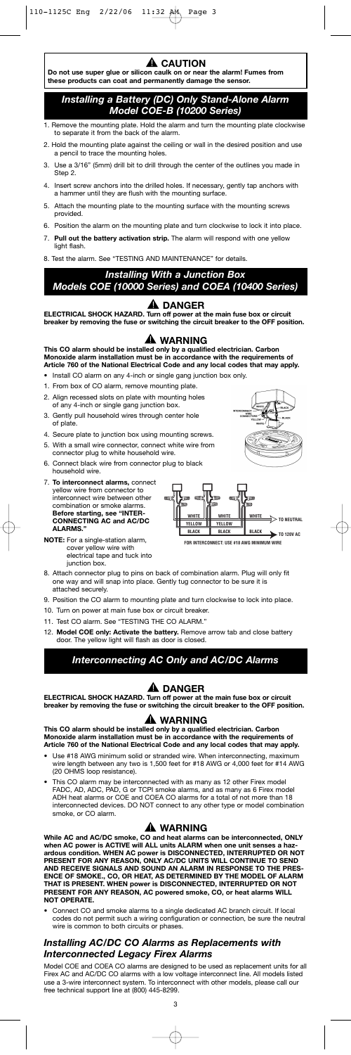## ⚠ CAUTION

**Do not use super glue or silicon caulk on or near the alarm! Fumes from these products can coat and permanently damage the sensor.**

## *Installing a Battery (DC) Only Stand-Alone Alarm Model COE-B (10200 Series)*

1. Remove the mounting plate. Hold the alarm and turn the mounting plate clockwise to separate it from the back of the alarm.
2. Hold the mounting plate against the ceiling or wall in the desired position and use a pencil to trace the mounting holes.
3. Use a 3/16" (5mm) drill bit to drill through the center of the outlines you made in Step 2.
4. Insert screw anchors into the drilled holes. If necessary, gently tap anchors with a hammer until they are flush with the mounting surface.
5. Attach the mounting plate to the mounting surface with the mounting screws provided.
6. Position the alarm on the mounting plate and turn clockwise to lock it into place.
7. **Pull out the battery activation strip.** The alarm will respond with one yellow light flash.
8. Test the alarm. See "TESTING AND MAINTENANCE" for details.

## *Installing With a Junction Box Models COE (10000 Series) and COEA (10400 Series)*

## ⚠ DANGER

**ELECTRICAL SHOCK HAZARD. Turn off power at the main fuse box or circuit breaker by removing the fuse or switching the circuit breaker to the OFF position.**

## ⚠ WARNING

**This CO alarm should be installed only by a qualified electrician. Carbon Monoxide alarm installation must be in accordance with the requirements of Article 760 of the National Electrical Code and any local codes that may apply.**

- Install CO alarm on any 4-inch or single gang junction box only.

1. From box of CO alarm, remove mounting plate.
2. Align recessed slots on plate with mounting holes of any 4-inch or single gang junction box.
3. Gently pull household wires through center hole of plate.
4. Secure plate to junction box using mounting screws.
5. With a small wire connector, connect white wire from connector plug to white household wire.
6. Connect black wire from connector plug to black household wire.
7. **To interconnect alarms,** connect yellow wire from connector to interconnect wire between other combination or smoke alarms. **Before starting, see "INTERCONNECTING AC and AC/DC ALARMS."**

**NOTE:** For a single-station alarm, cover yellow wire with electrical tape and tuck into junction box.

WHITE
BLACK
INTERCONNECT WIRE CONNECTOR
YELLOW
BLACK
WHITE

WHITE WHITE WHITE
YELLOW YELLOW
BLACK BLACK BLACK
TO NEUTRAL
TO 120V AC
FOR INTERCONNECT: USE #18 AWG MINIMUM WIRE

8. Attach connector plug to pins on back of combination alarm. Plug will only fit one way and will snap into place. Gently tug connector to be sure it is attached securely.
9. Position the CO alarm to mounting plate and turn clockwise to lock into place.
10. Turn on power at main fuse box or circuit breaker.
11. Test CO alarm. See "TESTING THE CO ALARM."
12. **Model COE only: Activate the battery.** Remove arrow tab and close battery door. The yellow light will flash as door is closed.

## *Interconnecting AC Only and AC/DC Alarms*

## ⚠ DANGER

**ELECTRICAL SHOCK HAZARD. Turn off power at the main fuse box or circuit breaker by removing the fuse or switching the circuit breaker to the OFF position.**

## ⚠ WARNING

**This CO alarm should be installed only by a qualified electrician. Carbon Monoxide alarm installation must be in accordance with the requirements of Article 760 of the National Electrical Code and any local codes that may apply.**

- Use #18 AWG minimum solid or stranded wire. When interconnecting, maximum wire length between any two is 1,500 feet for #18 AWG or 4,000 feet for #14 AWG (20 OHMS loop resistance).
- This CO alarm may be interconnected with as many as 12 other Firex model FADC, AD, ADC, PAD, G or TCPI smoke alarms, and as many as 6 Firex model ADH heat alarms or COE and COEA CO alarms for a total of not more than 18 interconnected devices. DO NOT connect to any other type or model combination smoke, or CO alarm.

## ⚠ WARNING

**While AC and AC/DC smoke, CO and heat alarms can be interconnected, ONLY when AC power is ACTIVE will ALL units ALARM when one unit senses a hazardous condition. WHEN AC power is DISCONNECTED, INTERRUPTED OR NOT PRESENT FOR ANY REASON, ONLY AC/DC UNITS WILL CONTINUE TO SEND AND RECEIVE SIGNALS AND SOUND AN ALARM IN RESPONSE TO THE PRESENCE OF SMOKE., CO, OR HEAT, AS DETERMINED BY THE MODEL OF ALARM THAT IS PRESENT. WHEN power is DISCONNECTED, INTERRUPTED OR NOT PRESENT FOR ANY REASON, AC powered smoke, CO, or heat alarms WILL NOT OPERATE.**

- Connect CO and smoke alarms to a single dedicated AC branch circuit. If local codes do not permit such a wiring configuration or connection, be sure the neutral wire is common to both circuits or phases.

## *Installing AC/DC CO Alarms as Replacements with Interconnected Legacy Firex Alarms*

Model COE and COEA CO alarms are designed to be used as replacement units for all Firex AC and AC/DC CO alarms with a low voltage interconnect line. All models listed use a 3-wire interconnect system. To interconnect with other models, please call our free technical support line at (800) 445-8299.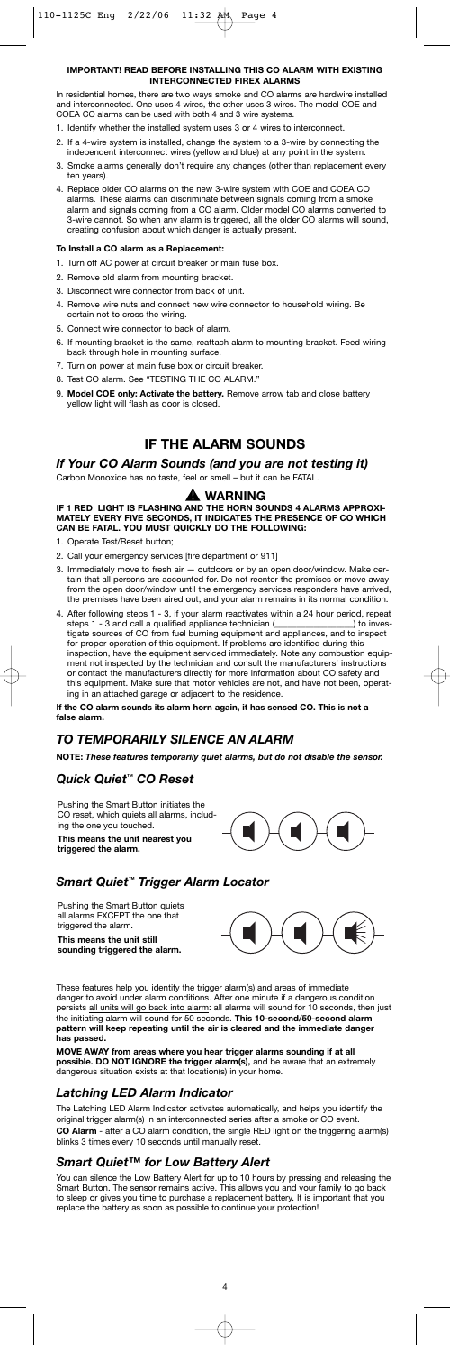**IMPORTANT! READ BEFORE INSTALLING THIS CO ALARM WITH EXISTING INTERCONNECTED FIREX ALARMS**

In residential homes, there are two ways smoke and CO alarms are hardwire installed and interconnected. One uses 4 wires, the other uses 3 wires. The model COE and COEA CO alarms can be used with both 4 and 3 wire systems.

1. Identify whether the installed system uses 3 or 4 wires to interconnect.
2. If a 4-wire system is installed, change the system to a 3-wire by connecting the independent interconnect wires (yellow and blue) at any point in the system.
3. Smoke alarms generally don't require any changes (other than replacement every ten years).
4. Replace older CO alarms on the new 3-wire system with COE and COEA CO alarms. These alarms can discriminate between signals coming from a smoke alarm and signals coming from a CO alarm. Older model CO alarms converted to 3-wire cannot. So when any alarm is triggered, all the older CO alarms will sound, creating confusion about which danger is actually present.

**To Install a CO alarm as a Replacement:**

1. Turn off AC power at circuit breaker or main fuse box.
2. Remove old alarm from mounting bracket.
3. Disconnect wire connector from back of unit.
4. Remove wire nuts and connect new wire connector to household wiring. Be certain not to cross the wiring.
5. Connect wire connector to back of alarm.
6. If mounting bracket is the same, reattach alarm to mounting bracket. Feed wiring back through hole in mounting surface.
7. Turn on power at main fuse box or circuit breaker.
8. Test CO alarm. See "TESTING THE CO ALARM."
9. **Model COE only: Activate the battery.** Remove arrow tab and close battery yellow light will flash as door is closed.

# IF THE ALARM SOUNDS

## *If Your CO Alarm Sounds (and you are not testing it)*

Carbon Monoxide has no taste, feel or smell – but it can be FATAL.

**⚠ WARNING**

**IF 1 RED LIGHT IS FLASHING AND THE HORN SOUNDS 4 ALARMS APPROXIMATELY EVERY FIVE SECONDS, IT INDICATES THE PRESENCE OF CO WHICH CAN BE FATAL. YOU MUST QUICKLY DO THE FOLLOWING:**

1. Operate Test/Reset button;
2. Call your emergency services [fire department or 911]
3. Immediately move to fresh air — outdoors or by an open door/window. Make certain that all persons are accounted for. Do not reenter the premises or move away from the open door/window until the emergency services responders have arrived, the premises have been aired out, and your alarm remains in its normal condition.
4. After following steps 1 - 3, if your alarm reactivates within a 24 hour period, repeat steps 1 - 3 and call a qualified appliance technician (________________) to investigate sources of CO from fuel burning equipment and appliances, and to inspect for proper operation of this equipment. If problems are identified during this inspection, have the equipment serviced immediately. Note any combustion equipment not inspected by the technician and consult the manufacturers' instructions or contact the manufacturers directly for more information about CO safety and this equipment. Make sure that motor vehicles are not, and have not been, operating in an attached garage or adjacent to the residence.

**If the CO alarm sounds its alarm horn again, it has sensed CO. This is not a false alarm.**

## *TO TEMPORARILY SILENCE AN ALARM*

**NOTE:** ***These features temporarily quiet alarms, but do not disable the sensor.***

## *Quick Quiet™ CO Reset*

Pushing the Smart Button initiates the CO reset, which quiets all alarms, including the one you touched.

**This means the unit nearest you triggered the alarm.**

## *Smart Quiet™ Trigger Alarm Locator*

Pushing the Smart Button quiets all alarms EXCEPT the one that triggered the alarm.

**This means the unit still sounding triggered the alarm.**

These features help you identify the trigger alarm(s) and areas of immediate danger to avoid under alarm conditions. After one minute if a dangerous condition persists all units will go back into alarm; all alarms will sound for 10 seconds, then just the initiating alarm will sound for 50 seconds. **This 10-second/50-second alarm pattern will keep repeating until the air is cleared and the immediate danger has passed.**

**MOVE AWAY from areas where you hear trigger alarms sounding if at all possible. DO NOT IGNORE the trigger alarm(s),** and be aware that an extremely dangerous situation exists at that location(s) in your home.

## *Latching LED Alarm Indicator*

The Latching LED Alarm Indicator activates automatically, and helps you identify the original trigger alarm(s) in an interconnected series after a smoke or CO event.

**CO Alarm** - after a CO alarm condition, the single RED light on the triggering alarm(s) blinks 3 times every 10 seconds until manually reset.

## *Smart Quiet™ for Low Battery Alert*

You can silence the Low Battery Alert for up to 10 hours by pressing and releasing the Smart Button. The sensor remains active. This allows you and your family to go back to sleep or gives you time to purchase a replacement battery. It is important that you replace the battery as soon as possible to continue your protection!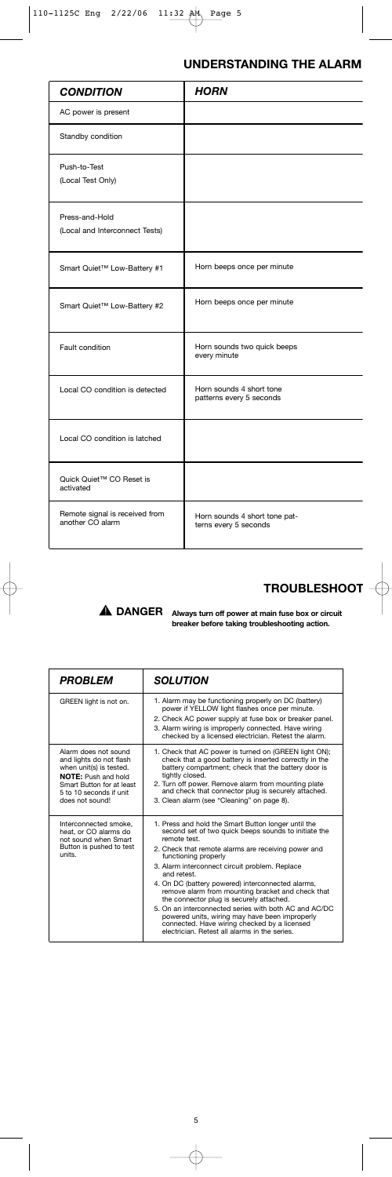## UNDERSTANDING THE ALARM

| *CONDITION* | *HORN* |
|---|---|
| AC power is present | |
| Standby condition | |
| Push-to-Test (Local Test Only) | |
| Press-and-Hold (Local and Interconnect Tests) | |
| Smart Quiet™ Low-Battery #1 | Horn beeps once per minute |
| Smart Quiet™ Low-Battery #2 | Horn beeps once per minute |
| Fault condition | Horn sounds two quick beeps every minute |
| Local CO condition is detected | Horn sounds 4 short tone patterns every 5 seconds |
| Local CO condition is latched | |
| Quick Quiet™ CO Reset is activated | |
| Remote signal is received from another CO alarm | Horn sounds 4 short tone patterns every 5 seconds |

## TROUBLESHOOT

**⚠ DANGER** **Always turn off power at main fuse box or circuit breaker before taking troubleshooting action.**

| *PROBLEM* | *SOLUTION* |
|---|---|
| GREEN light is not on. | 1. Alarm may be functioning properly on DC (battery) power if YELLOW light flashes once per minute.<br>2. Check AC power supply at fuse box or breaker panel.<br>3. Alarm wiring is improperly connected. Have wiring checked by a licensed electrician. Retest the alarm. |
| Alarm does not sound and lights do not flash when unit(s) is tested. **NOTE:** Push and hold Smart Button for at least 5 to 10 seconds if unit does not sound! | 1. Check that AC power is turned on (GREEN light ON); check that a good battery is inserted correctly in the battery compartment; check that the battery door is tightly closed.<br>2. Turn off power. Remove alarm from mounting plate and check that connector plug is securely attached.<br>3. Clean alarm (see "Cleaning" on page 8). |
| Interconnected smoke, heat, or CO alarms do not sound when Smart Button is pushed to test units. | 1. Press and hold the Smart Button longer until the second set of two quick beeps sounds to initiate the remote test.<br>2. Check that remote alarms are receiving power and functioning properly<br>3. Alarm interconnect circuit problem. Replace and retest.<br>4. On DC (battery powered) interconnected alarms, remove alarm from mounting bracket and check that the connector plug is securely attached.<br>5. On an interconnected series with both AC and AC/DC powered units, wiring may have been improperly connected. Have wiring checked by a licensed electrician. Retest all alarms in the series. |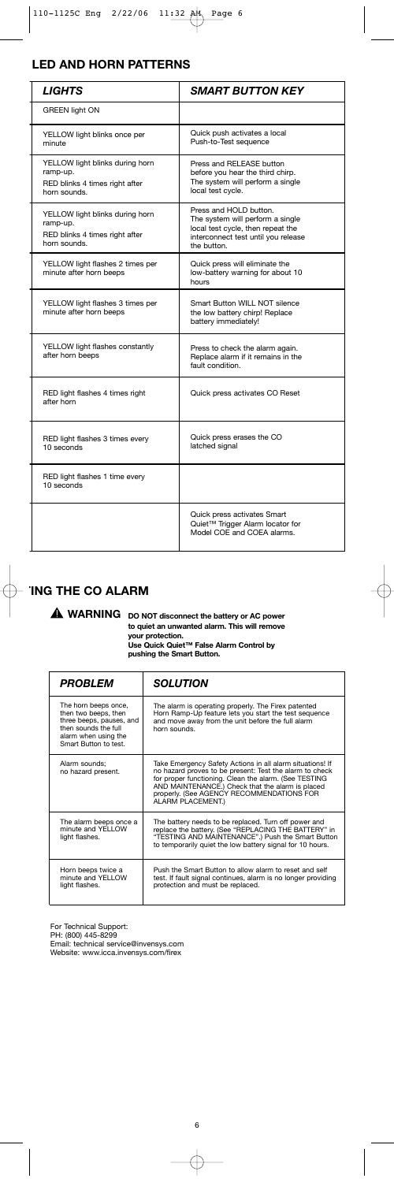## LED AND HORN PATTERNS

| *LIGHTS* | *SMART BUTTON KEY* |
|---|---|
| GREEN light ON | |
| YELLOW light blinks once per minute | Quick push activates a local Push-to-Test sequence |
| YELLOW light blinks during horn ramp-up. RED blinks 4 times right after horn sounds. | Press and RELEASE button before you hear the third chirp. The system will perform a single local test cycle. |
| YELLOW light blinks during horn ramp-up. RED blinks 4 times right after horn sounds. | Press and HOLD button. The system will perform a single local test cycle, then repeat the interconnect test until you release the button. |
| YELLOW light flashes 2 times per minute after horn beeps | Quick press will eliminate the low-battery warning for about 10 hours |
| YELLOW light flashes 3 times per minute after horn beeps | Smart Button WILL NOT silence the low battery chirp! Replace battery immediately! |
| YELLOW light flashes constantly after horn beeps | Press to check the alarm again. Replace alarm if it remains in the fault condition. |
| RED light flashes 4 times right after horn | Quick press activates CO Reset |
| RED light flashes 3 times every 10 seconds | Quick press erases the CO latched signal |
| RED light flashes 1 time every 10 seconds | |
| | Quick press activates Smart Quiet™ Trigger Alarm locator for Model COE and COEA alarms. |

## ING THE CO ALARM

**⚠ WARNING** **DO NOT disconnect the battery or AC power to quiet an unwanted alarm. This will remove your protection. Use Quick Quiet™ False Alarm Control by pushing the Smart Button.**

| *PROBLEM* | *SOLUTION* |
|---|---|
| The horn beeps once, then two beeps, then three beeps, pauses, and then sounds the full alarm when using the Smart Button to test. | The alarm is operating properly. The Firex patented Horn Ramp-Up feature lets you start the test sequence and move away from the unit before the full alarm horn sounds. |
| Alarm sounds; no hazard present. | Take Emergency Safety Actions in all alarm situations! If no hazard proves to be present: Test the alarm to check for proper functioning. Clean the alarm. (See TESTING AND MAINTENANCE.) Check that the alarm is placed properly. (See AGENCY RECOMMENDATIONS FOR ALARM PLACEMENT.) |
| The alarm beeps once a minute and YELLOW light flashes. | The battery needs to be replaced. Turn off power and replace the battery. (See "REPLACING THE BATTERY" in "TESTING AND MAINTENANCE".) Push the Smart Button to temporarily quiet the low battery signal for 10 hours. |
| Horn beeps twice a minute and YELLOW light flashes. | Push the Smart Button to allow alarm to reset and self test. If fault signal continues, alarm is no longer providing protection and must be replaced. |

For Technical Support:
PH: (800) 445-8299
Email: technical service@invensys.com
Website: www.icca.invensys.com/firex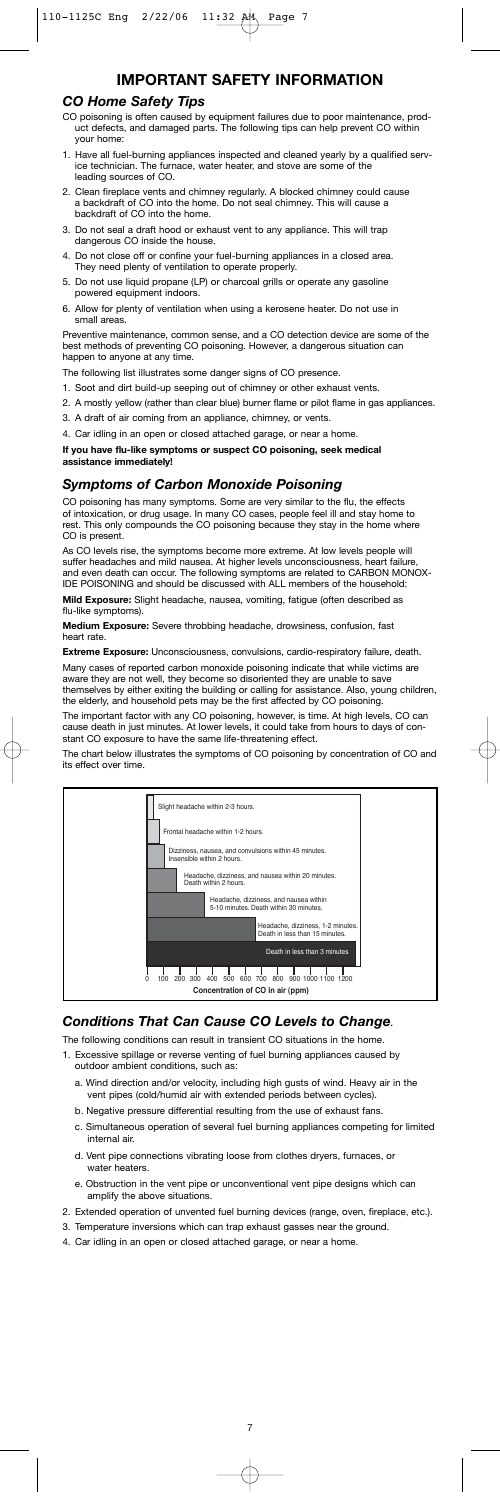# IMPORTANT SAFETY INFORMATION

## *CO Home Safety Tips*

CO poisoning is often caused by equipment failures due to poor maintenance, product defects, and damaged parts. The following tips can help prevent CO within your home:

1. Have all fuel-burning appliances inspected and cleaned yearly by a qualified service technician. The furnace, water heater, and stove are some of the leading sources of CO.
2. Clean fireplace vents and chimney regularly. A blocked chimney could cause a backdraft of CO into the home. Do not seal chimney. This will cause a backdraft of CO into the home.
3. Do not seal a draft hood or exhaust vent to any appliance. This will trap dangerous CO inside the house.
4. Do not close off or confine your fuel-burning appliances in a closed area. They need plenty of ventilation to operate properly.
5. Do not use liquid propane (LP) or charcoal grills or operate any gasoline powered equipment indoors.
6. Allow for plenty of ventilation when using a kerosene heater. Do not use in small areas.

Preventive maintenance, common sense, and a CO detection device are some of the best methods of preventing CO poisoning. However, a dangerous situation can happen to anyone at any time.

The following list illustrates some danger signs of CO presence.

1. Soot and dirt build-up seeping out of chimney or other exhaust vents.
2. A mostly yellow (rather than clear blue) burner flame or pilot flame in gas appliances.
3. A draft of air coming from an appliance, chimney, or vents.
4. Car idling in an open or closed attached garage, or near a home.

**If you have flu-like symptoms or suspect CO poisoning, seek medical assistance immediately!**

## *Symptoms of Carbon Monoxide Poisoning*

CO poisoning has many symptoms. Some are very similar to the flu, the effects of intoxication, or drug usage. In many CO cases, people feel ill and stay home to rest. This only compounds the CO poisoning because they stay in the home where CO is present.

As CO levels rise, the symptoms become more extreme. At low levels people will suffer headaches and mild nausea. At higher levels unconsciousness, heart failure, and even death can occur. The following symptoms are related to CARBON MONOXIDE POISONING and should be discussed with ALL members of the household:

**Mild Exposure:** Slight headache, nausea, vomiting, fatigue (often described as flu-like symptoms).

**Medium Exposure:** Severe throbbing headache, drowsiness, confusion, fast heart rate.

**Extreme Exposure:** Unconsciousness, convulsions, cardio-respiratory failure, death.

Many cases of reported carbon monoxide poisoning indicate that while victims are aware they are not well, they become so disoriented they are unable to save themselves by either exiting the building or calling for assistance. Also, young children, the elderly, and household pets may be the first affected by CO poisoning.

The important factor with any CO poisoning, however, is time. At high levels, CO can cause death in just minutes. At lower levels, it could take from hours to days of constant CO exposure to have the same life-threatening effect.

The chart below illustrates the symptoms of CO poisoning by concentration of CO and its effect over time.

Slight headache within 2-3 hours.

Frontal headache within 1-2 hours.

Dizziness, nausea, and convulsions within 45 minutes. Insensible within 2 hours.

Headache, dizziness, and nausea within 20 minutes. Death within 2 hours.

Headache, dizziness, and nausea within 5-10 minutes. Death within 30 minutes.

Headache, dizziness, 1-2 minutes. Death in less than 15 minutes.

Death in less than 3 minutes

0 100 200 300 400 500 600 700 800 900 1000 1100 1200

Concentration of CO in air (ppm)

## *Conditions That Can Cause CO Levels to Change.*

The following conditions can result in transient CO situations in the home.

1. Excessive spillage or reverse venting of fuel burning appliances caused by outdoor ambient conditions, such as:
   a. Wind direction and/or velocity, including high gusts of wind. Heavy air in the vent pipes (cold/humid air with extended periods between cycles).
   b. Negative pressure differential resulting from the use of exhaust fans.
   c. Simultaneous operation of several fuel burning appliances competing for limited internal air.
   d. Vent pipe connections vibrating loose from clothes dryers, furnaces, or water heaters.
   e. Obstruction in the vent pipe or unconventional vent pipe designs which can amplify the above situations.
2. Extended operation of unvented fuel burning devices (range, oven, fireplace, etc.).
3. Temperature inversions which can trap exhaust gasses near the ground.
4. Car idling in an open or closed attached garage, or near a home.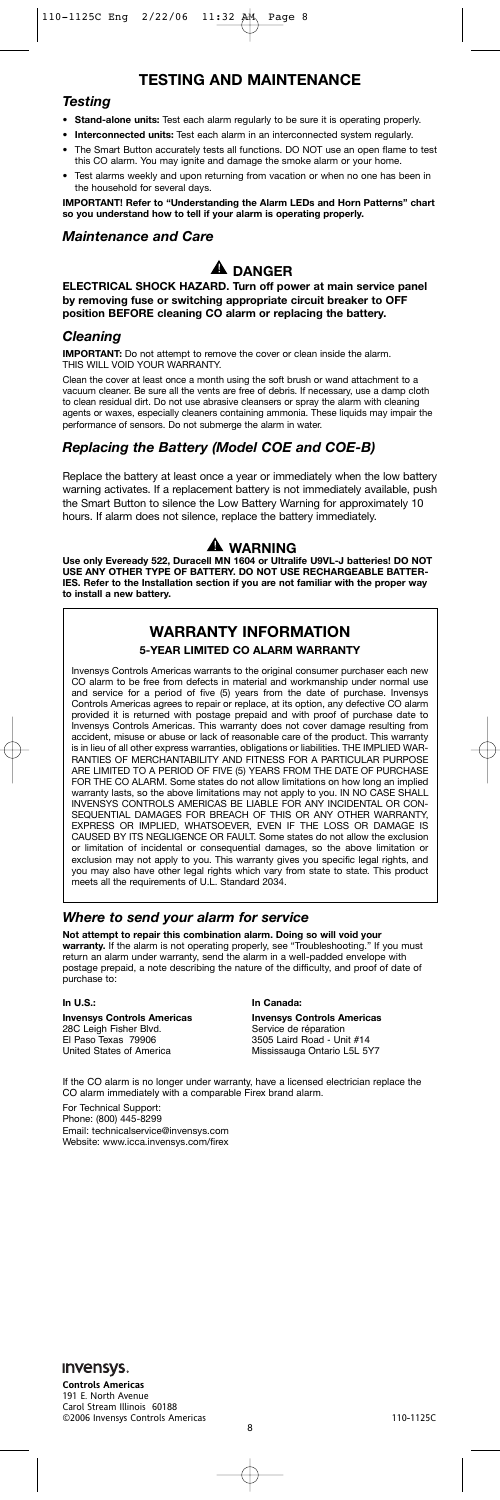# TESTING AND MAINTENANCE

## *Testing*

- **Stand-alone units:** Test each alarm regularly to be sure it is operating properly.
- **Interconnected units:** Test each alarm in an interconnected system regularly.
- The Smart Button accurately tests all functions. DO NOT use an open flame to test this CO alarm. You may ignite and damage the smoke alarm or your home.
- Test alarms weekly and upon returning from vacation or when no one has been in the household for several days.

**IMPORTANT! Refer to "Understanding the Alarm LEDs and Horn Patterns" chart so you understand how to tell if your alarm is operating properly.**

## *Maintenance and Care*

### ⚠ DANGER

**ELECTRICAL SHOCK HAZARD. Turn off power at main service panel by removing fuse or switching appropriate circuit breaker to OFF position BEFORE cleaning CO alarm or replacing the battery.**

## *Cleaning*

**IMPORTANT:** Do not attempt to remove the cover or clean inside the alarm. THIS WILL VOID YOUR WARRANTY.

Clean the cover at least once a month using the soft brush or wand attachment to a vacuum cleaner. Be sure all the vents are free of debris. If necessary, use a damp cloth to clean residual dirt. Do not use abrasive cleansers or spray the alarm with cleaning agents or waxes, especially cleaners containing ammonia. These liquids may impair the performance of sensors. Do not submerge the alarm in water.

## *Replacing the Battery (Model COE and COE-B)*

Replace the battery at least once a year or immediately when the low battery warning activates. If a replacement battery is not immediately available, push the Smart Button to silence the Low Battery Warning for approximately 10 hours. If alarm does not silence, replace the battery immediately.

### ⚠ WARNING

**Use only Eveready 522, Duracell MN 1604 or Ultralife U9VL-J batteries! DO NOT USE ANY OTHER TYPE OF BATTERY. DO NOT USE RECHARGEABLE BATTERIES. Refer to the Installation section if you are not familiar with the proper way to install a new battery.**

## WARRANTY INFORMATION

**5-YEAR LIMITED CO ALARM WARRANTY**

Invensys Controls Americas warrants to the original consumer purchaser each new CO alarm to be free from defects in material and workmanship under normal use and service for a period of five (5) years from the date of purchase. Invensys Controls Americas agrees to repair or replace, at its option, any defective CO alarm provided it is returned with postage prepaid and with proof of purchase date to Invensys Controls Americas. This warranty does not cover damage resulting from accident, misuse or abuse or lack of reasonable care of the product. This warranty is in lieu of all other express warranties, obligations or liabilities. THE IMPLIED WARRANTIES OF MERCHANTABILITY AND FITNESS FOR A PARTICULAR PURPOSE ARE LIMITED TO A PERIOD OF FIVE (5) YEARS FROM THE DATE OF PURCHASE FOR THE CO ALARM. Some states do not allow limitations on how long an implied warranty lasts, so the above limitations may not apply to you. IN NO CASE SHALL INVENSYS CONTROLS AMERICAS BE LIABLE FOR ANY INCIDENTAL OR CONSEQUENTIAL DAMAGES FOR BREACH OF THIS OR ANY OTHER WARRANTY, EXPRESS OR IMPLIED, WHATSOEVER, EVEN IF THE LOSS OR DAMAGE IS CAUSED BY ITS NEGLIGENCE OR FAULT. Some states do not allow the exclusion or limitation of incidental or consequential damages, so the above limitation or exclusion may not apply to you. This warranty gives you specific legal rights, and you may also have other legal rights which vary from state to state. This product meets all the requirements of U.L. Standard 2034.

## *Where to send your alarm for service*

**Not attempt to repair this combination alarm. Doing so will void your warranty.** If the alarm is not operating properly, see "Troubleshooting." If you must return an alarm under warranty, send the alarm in a well-padded envelope with postage prepaid, a note describing the nature of the difficulty, and proof of date of purchase to:

**In U.S.:**
**Invensys Controls Americas**
28C Leigh Fisher Blvd.
El Paso Texas 79906
United States of America

**In Canada:**
**Invensys Controls Americas**
Service de réparation
3505 Laird Road - Unit #14
Mississauga Ontario L5L 5Y7

If the CO alarm is no longer under warranty, have a licensed electrician replace the CO alarm immediately with a comparable Firex brand alarm.

For Technical Support:
Phone: (800) 445-8299
Email: technicalservice@invensys.com
Website: www.icca.invensys.com/firex

**invensys.**
**Controls Americas**
191 E. North Avenue
Carol Stream Illinois 60188
©2006 Invensys Controls Americas

110-1125C